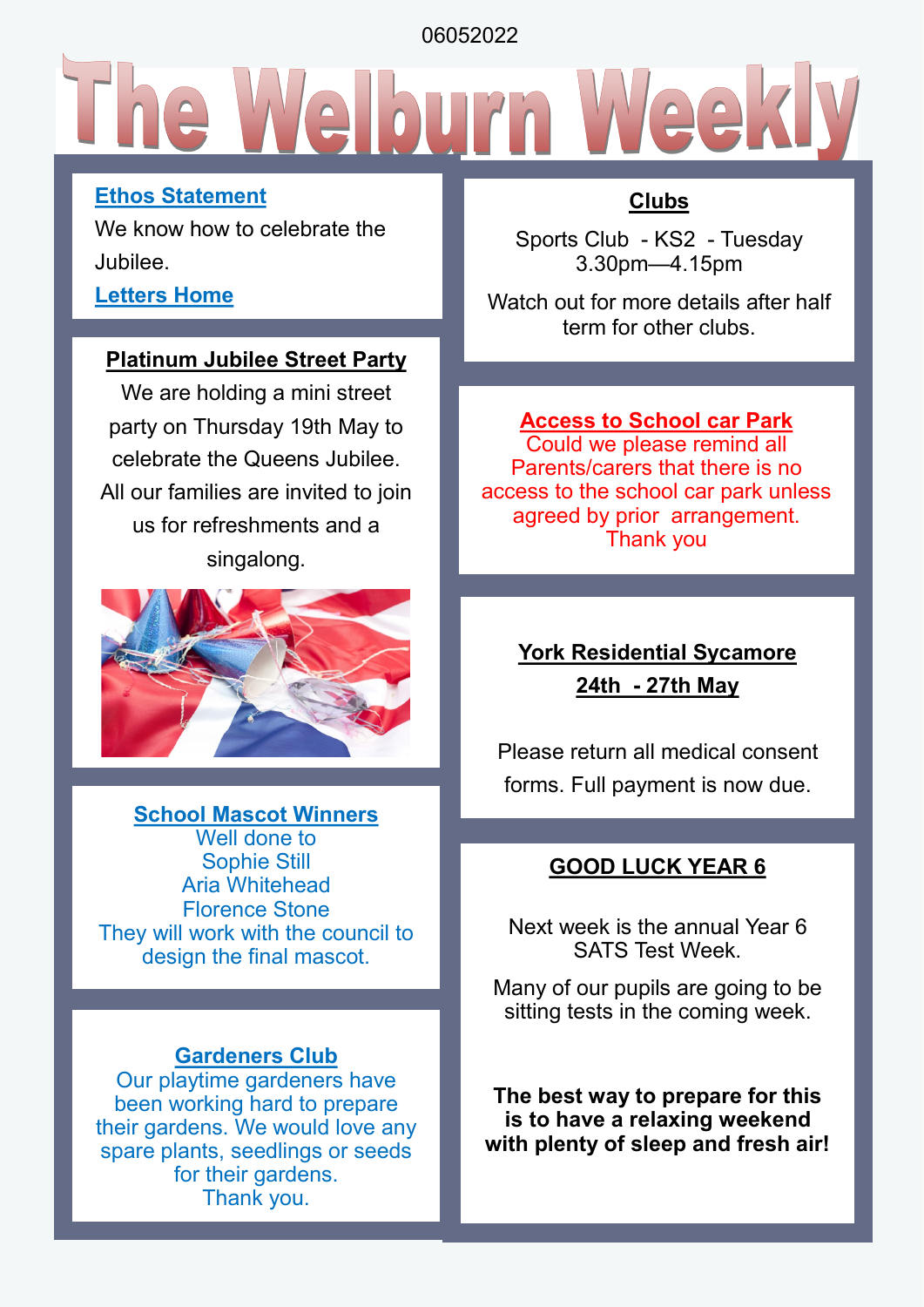06052022

# The Welburn Weekly

## Ethos Statement

We know how to celebrate the Jubilee.

## Letters Home

### Platinum Jubilee Street Party

We are holding a mini street party on Thursday 19th May to celebrate the Queens Jubilee. All our families are invited to join us for refreshments and a singalong.

### School Mascot Winners

Well done to
Sophie Still
Aria Whitehead
Florence Stone
They will work with the council to design the final mascot.

### Gardeners Club

Our playtime gardeners have been working hard to prepare their gardens. We would love any spare plants, seedlings or seeds for their gardens.
Thank you.

### Clubs

Sports Club - KS2 - Tuesday 3.30pm—4.15pm

Watch out for more details after half term for other clubs.

### Access to School car Park

Could we please remind all Parents/carers that there is no access to the school car park unless agreed by prior arrangement.
Thank you

### York Residential Sycamore
### 24th - 27th May

Please return all medical consent forms. Full payment is now due.

### GOOD LUCK YEAR 6

Next week is the annual Year 6 SATS Test Week.

Many of our pupils are going to be sitting tests in the coming week.

**The best way to prepare for this is to have a relaxing weekend with plenty of sleep and fresh air!**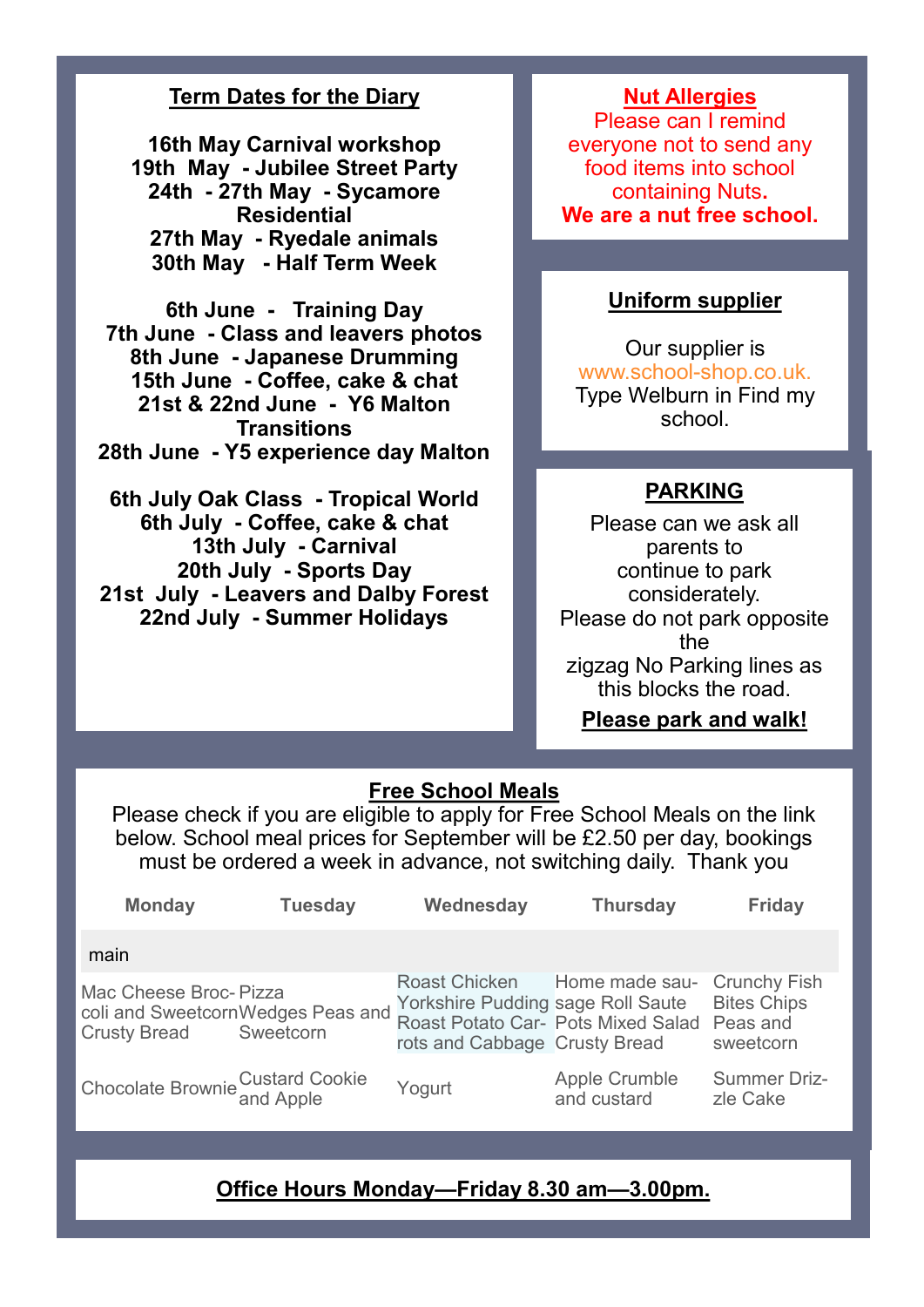## Term Dates for the Diary

**16th May Carnival workshop**
**19th May - Jubilee Street Party**
**24th - 27th May - Sycamore Residential**
**27th May - Ryedale animals**
**30th May - Half Term Week**

**6th June - Training Day**
**7th June - Class and leavers photos**
**8th June - Japanese Drumming**
**15th June - Coffee, cake & chat**
**21st & 22nd June - Y6 Malton Transitions**
**28th June - Y5 experience day Malton**

**6th July Oak Class - Tropical World**
**6th July - Coffee, cake & chat**
**13th July - Carnival**
**20th July - Sports Day**
**21st July - Leavers and Dalby Forest**
**22nd July - Summer Holidays**

## Nut Allergies

Please can I remind everyone not to send any food items into school containing Nuts.

**We are a nut free school.**

## Uniform supplier

Our supplier is www.school-shop.co.uk. Type Welburn in Find my school.

## PARKING

Please can we ask all parents to continue to park considerately. Please do not park opposite the zigzag No Parking lines as this blocks the road.

**Please park and walk!**

## Free School Meals

Please check if you are eligible to apply for Free School Meals on the link below. School meal prices for September will be £2.50 per day, bookings must be ordered a week in advance, not switching daily. Thank you

| Monday | Tuesday | Wednesday | Thursday | Friday |
|---|---|---|---|---|
| main | | | | |
| Mac Cheese Broccoli and Sweetcorn Crusty Bread | Pizza Wedges Peas and Sweetcorn | Roast Chicken Yorkshire Pudding Roast Potato Carrots and Cabbage | Home made sausage Roll Saute Pots Mixed Salad Crusty Bread | Crunchy Fish Bites Chips Peas and sweetcorn |
| Chocolate Brownie | Custard Cookie and Apple | Yogurt | Apple Crumble and custard | Summer Drizzle Cake |

**Office Hours Monday—Friday 8.30 am—3.00pm.**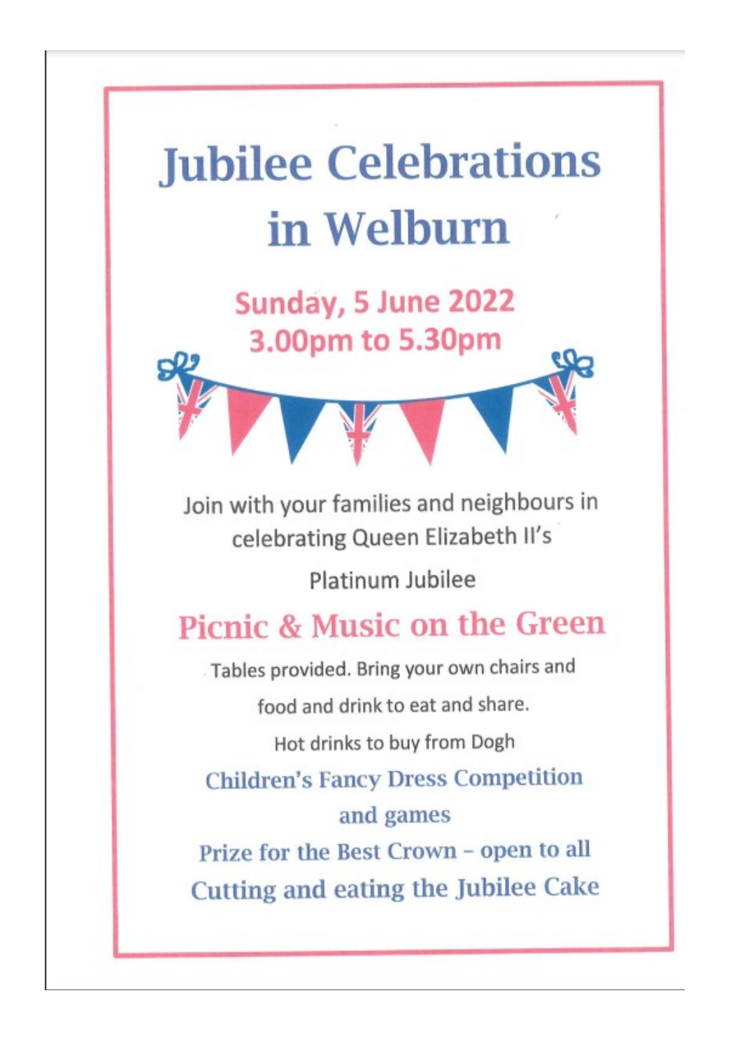# Jubilee Celebrations in Welburn

## Sunday, 5 June 2022
## 3.00pm to 5.30pm

Join with your families and neighbours in celebrating Queen Elizabeth II's

Platinum Jubilee

## Picnic & Music on the Green

Tables provided. Bring your own chairs and

food and drink to eat and share.

Hot drinks to buy from Dogh

### Children's Fancy Dress Competition and games

### Prize for the Best Crown – open to all

### Cutting and eating the Jubilee Cake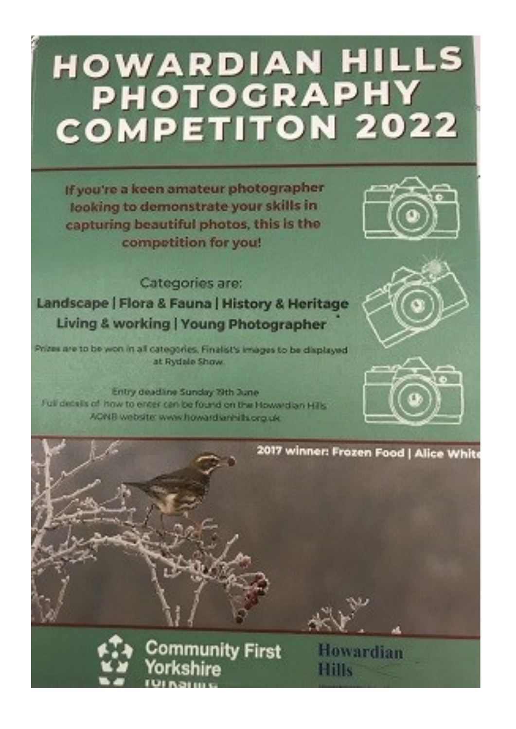# HOWARDIAN HILLS PHOTOGRAPHY COMPETITON 2022

**If you're a keen amateur photographer looking to demonstrate your skills in capturing beautiful photos, this is the competition for you!**

Categories are:

**Landscape | Flora & Fauna | History & Heritage**
**Living & working | Young Photographer**

Prizes are to be won in all categories. Finalist's images to be displayed at Rydale Show.

Entry deadline Sunday 19th June
Full details of how to enter can be found on the Howardian Hills AONB website: www.howardianhills.org.uk

**2017 winner: Frozen Food | Alice White**

Community First Yorkshire

Howardian Hills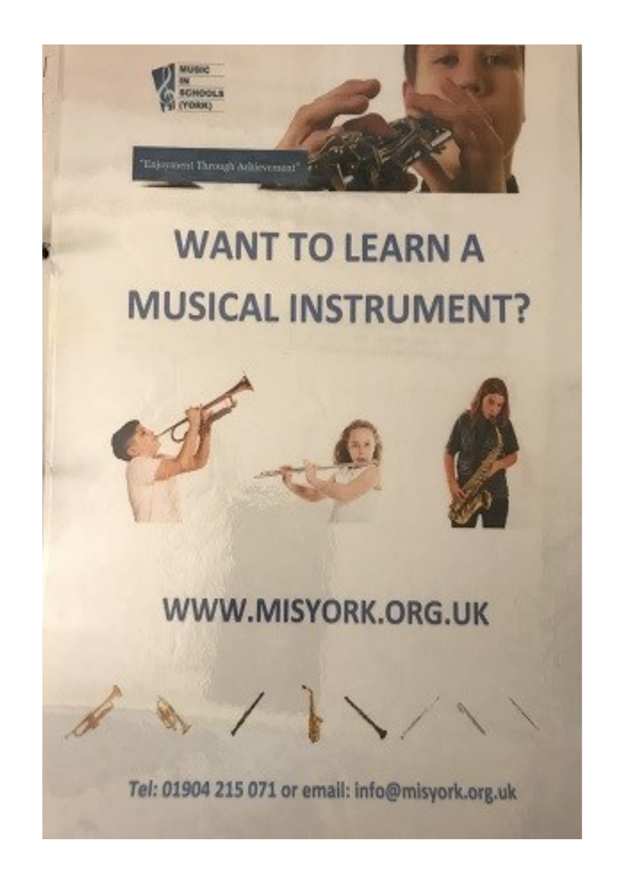MUSIC IN SCHOOLS (YORK)

"Enjoyment Through Achievement"

# WANT TO LEARN A MUSICAL INSTRUMENT?

## WWW.MISYORK.ORG.UK

*Tel: 01904 215 071 or email: info@misyork.org.uk*